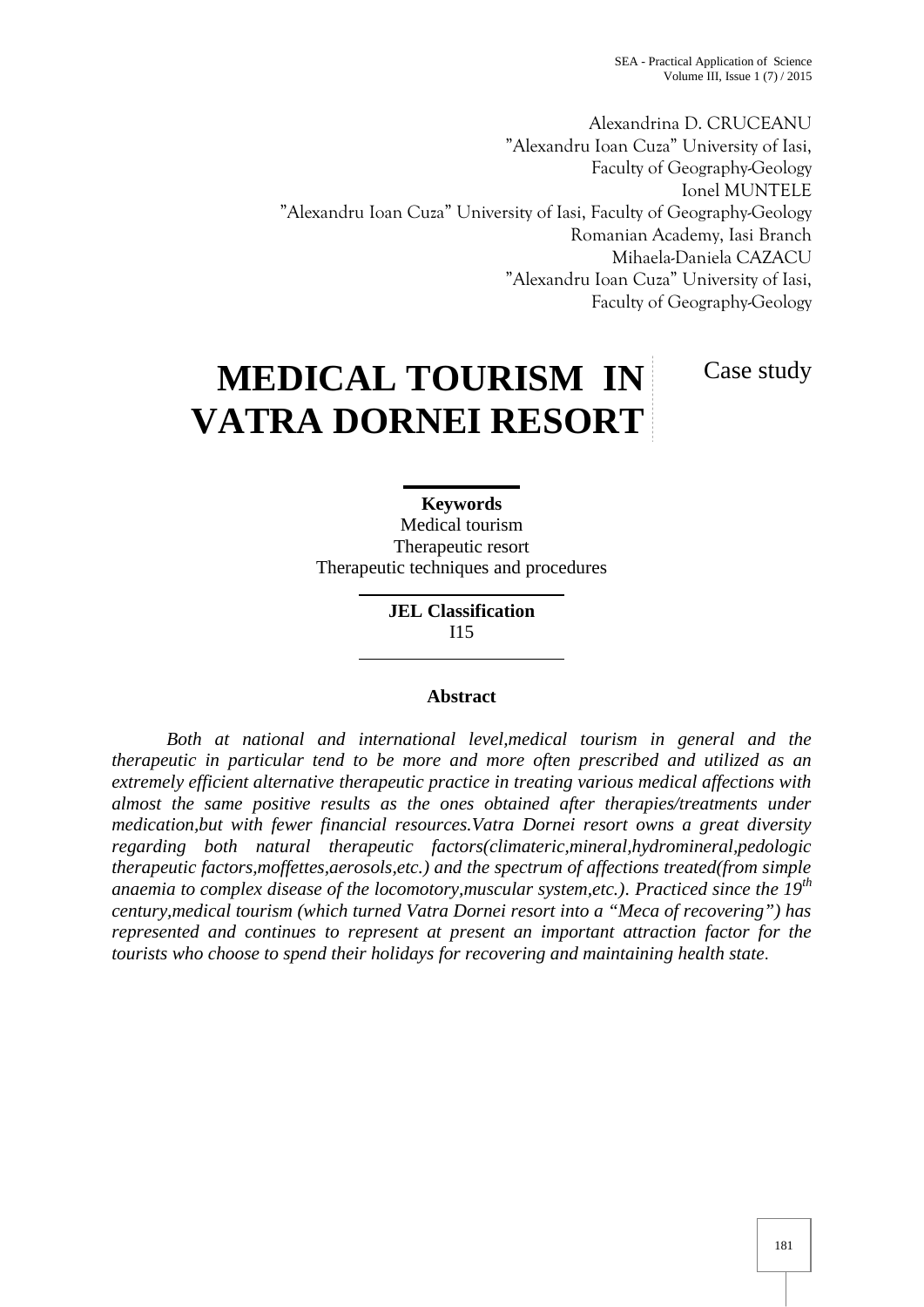Alexandrina D. CRUCEANU
"Alexandru Ioan Cuza" University of Iasi,
Faculty of Geography-Geology
Ionel MUNTELE
"Alexandru Ioan Cuza" University of Iasi, Faculty of Geography-Geology
Romanian Academy, Iasi Branch
Mihaela-Daniela CAZACU
"Alexandru Ioan Cuza" University of Iasi,
Faculty of Geography-Geology

# MEDICAL TOURISM IN VATRA DORNEI RESORT

Case study

**Keywords**
Medical tourism
Therapeutic resort
Therapeutic techniques and procedures

**JEL Classification**
I15

**Abstract**

*Both at national and international level,medical tourism in general and the therapeutic in particular tend to be more and more often prescribed and utilized as an extremely efficient alternative therapeutic practice in treating various medical affections with almost the same positive results as the ones obtained after therapies/treatments under medication,but with fewer financial resources.Vatra Dornei resort owns a great diversity regarding both natural therapeutic factors(climateric,mineral,hydromineral,pedologic therapeutic factors,moffettes,aerosols,etc.) and the spectrum of affections treated(from simple anaemia to complex disease of the locomotory,muscular system,etc.). Practiced since the 19th century,medical tourism (which turned Vatra Dornei resort into a "Meca of recovering") has represented and continues to represent at present an important attraction factor for the tourists who choose to spend their holidays for recovering and maintaining health state.*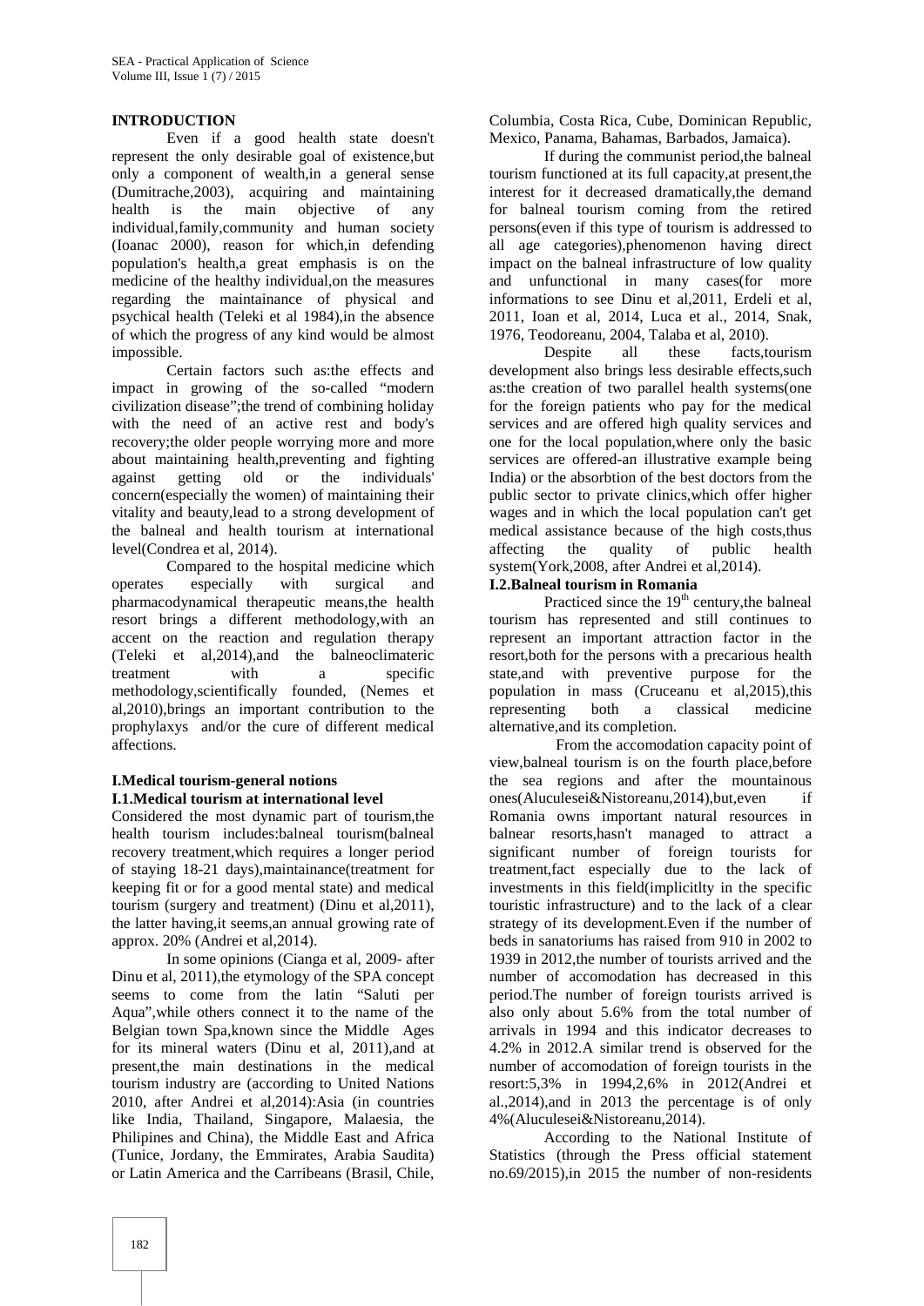## INTRODUCTION

Even if a good health state doesn't represent the only desirable goal of existence,but only a component of wealth,in a general sense (Dumitrache,2003), acquiring and maintaining health is the main objective of any individual,family,community and human society (Ioanac 2000), reason for which,in defending population's health,a great emphasis is on the medicine of the healthy individual,on the measures regarding the maintainance of physical and psychical health (Teleki et al 1984),in the absence of which the progress of any kind would be almost impossible.

Certain factors such as:the effects and impact in growing of the so-called "modern civilization disease";the trend of combining holiday with the need of an active rest and body's recovery;the older people worrying more and more about maintaining health,preventing and fighting against getting old or the individuals' concern(especially the women) of maintaining their vitality and beauty,lead to a strong development of the balneal and health tourism at international level(Condrea et al, 2014).

Compared to the hospital medicine which operates especially with surgical and pharmacodynamical therapeutic means,the health resort brings a different methodology,with an accent on the reaction and regulation therapy (Teleki et al,2014),and the balneoclimateric treatment with a specific methodology,scientifically founded, (Nemes et al,2010),brings an important contribution to the prophylaxys and/or the cure of different medical affections.

## I.Medical tourism-general notions

### I.1.Medical tourism at international level

Considered the most dynamic part of tourism,the health tourism includes:balneal tourism(balneal recovery treatment,which requires a longer period of staying 18-21 days),maintainance(treatment for keeping fit or for a good mental state) and medical tourism (surgery and treatment) (Dinu et al,2011), the latter having,it seems,an annual growing rate of approx. 20% (Andrei et al,2014).

In some opinions (Cianga et al, 2009- after Dinu et al, 2011),the etymology of the SPA concept seems to come from the latin "Saluti per Aqua",while others connect it to the name of the Belgian town Spa,known since the Middle Ages for its mineral waters (Dinu et al, 2011),and at present,the main destinations in the medical tourism industry are (according to United Nations 2010, after Andrei et al,2014):Asia (in countries like India, Thailand, Singapore, Malaesia, the Philipines and China), the Middle East and Africa (Tunice, Jordany, the Emmirates, Arabia Saudita) or Latin America and the Carribeans (Brasil, Chile, Columbia, Costa Rica, Cube, Dominican Republic, Mexico, Panama, Bahamas, Barbados, Jamaica).

If during the communist period,the balneal tourism functioned at its full capacity,at present,the interest for it decreased dramatically,the demand for balneal tourism coming from the retired persons(even if this type of tourism is addressed to all age categories),phenomenon having direct impact on the balneal infrastructure of low quality and unfunctional in many cases(for more informations to see Dinu et al,2011, Erdeli et al, 2011, Ioan et al, 2014, Luca et al., 2014, Snak, 1976, Teodoreanu, 2004, Talaba et al, 2010).

Despite all these facts,tourism development also brings less desirable effects,such as:the creation of two parallel health systems(one for the foreign patients who pay for the medical services and are offered high quality services and one for the local population,where only the basic services are offered-an illustrative example being India) or the absorbtion of the best doctors from the public sector to private clinics,which offer higher wages and in which the local population can't get medical assistance because of the high costs,thus affecting the quality of public health system(York,2008, after Andrei et al,2014).

### I.2.Balneal tourism in Romania

Practiced since the 19th century,the balneal tourism has represented and still continues to represent an important attraction factor in the resort,both for the persons with a precarious health state,and with preventive purpose for the population in mass (Cruceanu et al,2015),this representing both a classical medicine alternative,and its completion.

From the accomodation capacity point of view,balneal tourism is on the fourth place,before the sea regions and after the mountainous ones(Aluculesei&Nistoreanu,2014),but,even if Romania owns important natural resources in balnear resorts,hasn't managed to attract a significant number of foreign tourists for treatment,fact especially due to the lack of investments in this field(implicitlty in the specific touristic infrastructure) and to the lack of a clear strategy of its development.Even if the number of beds in sanatoriums has raised from 910 in 2002 to 1939 in 2012,the number of tourists arrived and the number of accomodation has decreased in this period.The number of foreign tourists arrived is also only about 5.6% from the total number of arrivals in 1994 and this indicator decreases to 4.2% in 2012.A similar trend is observed for the number of accomodation of foreign tourists in the resort:5,3% in 1994,2,6% in 2012(Andrei et al.,2014),and in 2013 the percentage is of only 4%(Aluculesei&Nistoreanu,2014).

According to the National Institute of Statistics (through the Press official statement no.69/2015),in 2015 the number of non-residents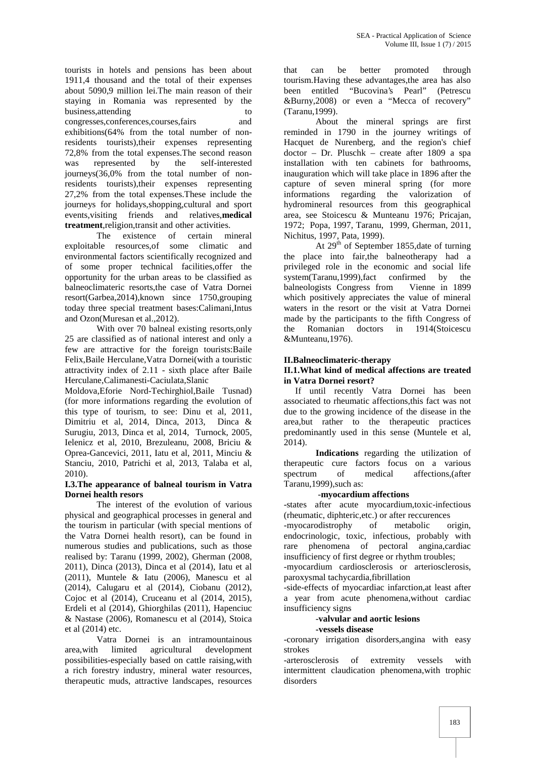tourists in hotels and pensions has been about 1911,4 thousand and the total of their expenses about 5090,9 million lei.The main reason of their staying in Romania was represented by the business,attending to congresses,conferences,courses,fairs and exhibitions(64% from the total number of non-residents tourists),their expenses representing 72,8% from the total expenses.The second reason was represented by the self-interested journeys(36,0% from the total number of non-residents tourists),their expenses representing 27,2% from the total expenses.These include the journeys for holidays,shopping,cultural and sport events,visiting friends and relatives,**medical treatment**,religion,transit and other activities.

The existence of certain mineral exploitable resources,of some climatic and environmental factors scientifically recognized and of some proper technical facilities,offer the opportunity for the urban areas to be classified as balneoclimateric resorts,the case of Vatra Dornei resort(Garbea,2014),known since 1750,grouping today three special treatment bases:Calimani,Intus and Ozon(Muresan et al.,2012).

With over 70 balneal existing resorts,only 25 are classified as of national interest and only a few are attractive for the foreign tourists:Baile Felix,Baile Herculane,Vatra Dornei(with a touristic attractivity index of 2.11 - sixth place after Baile Herculane,Calimanesti-Caciulata,Slanic Moldova,Eforie Nord-Techirghiol,Baile Tusnad) (for more informations regarding the evolution of this type of tourism, to see: Dinu et al, 2011, Dimitriu et al, 2014, Dinca, 2013, Dinca & Surugiu, 2013, Dinca et al, 2014, Turnock, 2005, Ielenicz et al, 2010, Brezuleanu, 2008, Briciu & Oprea-Gancevici, 2011, Iatu et al, 2011, Minciu & Stanciu, 2010, Patrichi et al, 2013, Talaba et al, 2010).

### I.3.The appearance of balneal tourism in Vatra Dornei health resors

The interest of the evolution of various physical and geographical processes in general and the tourism in particular (with special mentions of the Vatra Dornei health resort), can be found in numerous studies and publications, such as those realised by: Taranu (1999, 2002), Gherman (2008, 2011), Dinca (2013), Dinca et al (2014), Iatu et al (2011), Muntele & Iatu (2006), Manescu et al (2014), Calugaru et al (2014), Ciobanu (2012), Cojoc et al (2014), Cruceanu et al (2014, 2015), Erdeli et al (2014), Ghiorghilas (2011), Hapenciuc & Nastase (2006), Romanescu et al (2014), Stoica et al (2014) etc.

Vatra Dornei is an intramountainous area,with limited agricultural development possibilities-especially based on cattle raising,with a rich forestry industry, mineral water resources, therapeutic muds, attractive landscapes, resources that can be better promoted through tourism.Having these advantages,the area has also been entitled "Bucovina's Pearl" (Petrescu &Burny,2008) or even a "Mecca of recovery" (Taranu,1999).

About the mineral springs are first reminded in 1790 in the journey writings of Hacquet de Nurenberg, and the region's chief doctor – Dr. Pluschk – create after 1809 a spa installation with ten cabinets for bathrooms, inauguration which will take place in 1896 after the capture of seven mineral spring (for more informations regarding the valorization of hydromineral resources from this geographical area, see Stoicescu & Munteanu 1976; Pricajan, 1972; Popa, 1997, Taranu, 1999, Gherman, 2011, Nichitus, 1997, Pata, 1999).

At 29[th] of September 1855,date of turning the place into fair,the balneotherapy had a privileged role in the economic and social life system(Taranu,1999),fact confirmed by the balneologists Congress from Vienne in 1899 which positively appreciates the value of mineral waters in the resort or the visit at Vatra Dornei made by the participants to the fifth Congress of the Romanian doctors in 1914(Stoicescu &Munteanu,1976).

## II.Balneoclimateric-therapy

### II.1.What kind of medical affections are treated in Vatra Dornei resort?

If until recently Vatra Dornei has been associated to rheumatic affections,this fact was not due to the growing incidence of the disease in the area,but rather to the therapeutic practices predominantly used in this sense (Muntele et al, 2014).

**Indications** regarding the utilization of therapeutic cure factors focus on a various spectrum of medical affections,(after Taranu,1999),such as:

**-myocardium affections**

-states after acute myocardium,toxic-infectious (rheumatic, diphteric,etc.) or after reccurences

-myocarodistrophy of metabolic origin, endocrinologic, toxic, infectious, probably with rare phenomena of pectoral angina,cardiac insufficiency of first degree or rhythm troubles;

-myocardium cardiosclerosis or arteriosclerosis, paroxysmal tachycardia,fibrillation

-side-effects of myocardiac infarction,at least after a year from acute phenomena,without cardiac insufficiency signs

**-valvular and aortic lesions**

**-vessels disease**

-coronary irrigation disorders,angina with easy strokes

-arterosclerosis of extremity vessels with intermittent claudication phenomena,with trophic disorders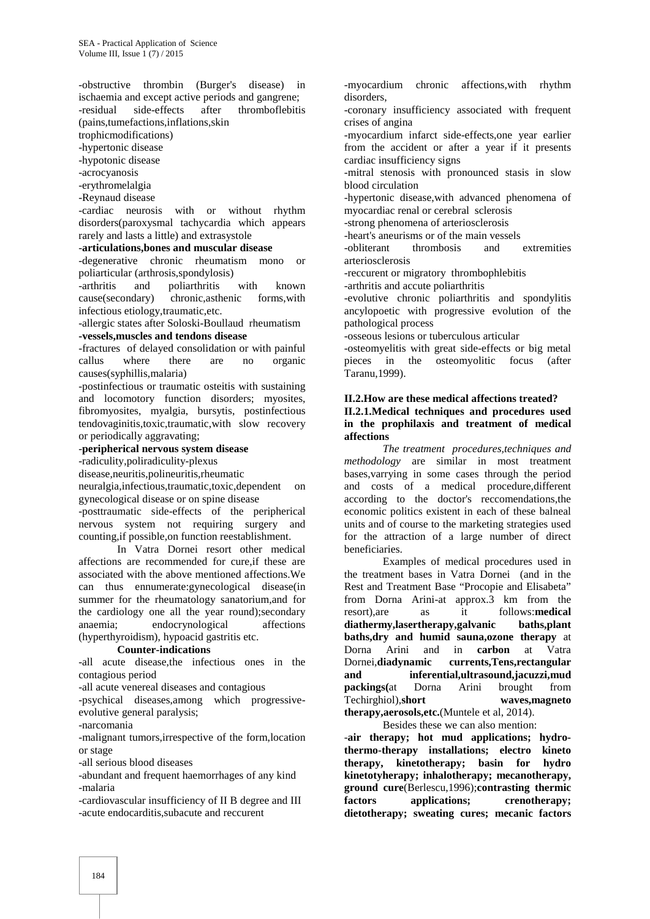-obstructive thrombin (Burger's disease) in ischaemia and except active periods and gangrene;
-residual side-effects after thromboflebitis (pains,tumefactions,inflations,skin trophicmodifications)
-hypertonic disease
-hypotonic disease
-acrocyanosis
-erythromelalgia
-Reynaud disease
-cardiac neurosis with or without rhythm disorders(paroxysmal tachycardia which appears rarely and lasts a little) and extrasystole

-**articulations,bones and muscular disease**
-degenerative chronic rheumatism mono or poliarticular (arthrosis,spondylosis)
-arthritis and poliarthritis with known cause(secondary) chronic,asthenic forms,with infectious etiology,traumatic,etc.
-allergic states after Soloski-Boullaud rheumatism

**-vessels,muscles and tendons disease**
-fractures of delayed consolidation or with painful callus where there are no organic causes(syphillis,malaria)
-postinfectious or traumatic osteitis with sustaining and locomotory function disorders; myosites, fibromyosites, myalgia, bursytis, postinfectious tendovaginitis,toxic,traumatic,with slow recovery or periodically aggravating;

-**peripherical nervous system disease**
-radiculity,poliradiculity-plexus disease,neuritis,polineuritis,rheumatic neuralgia,infectious,traumatic,toxic,dependent on gynecological disease or on spine disease
-posttraumatic side-effects of the peripherical nervous system not requiring surgery and counting,if possible,on function reestablishment.

In Vatra Dornei resort other medical affections are recommended for cure,if these are associated with the above mentioned affections.We can thus ennumerate:gynecological disease(in summer for the rheumatology sanatorium,and for the cardiology one all the year round);secondary anaemia; endocrynological affections (hyperthyroidism), hypoacid gastritis etc.

**Counter-indications**

-all acute disease,the infectious ones in the contagious period
-all acute venereal diseases and contagious
-psychical diseases,among which progressive-evolutive general paralysis;
-narcomania
-malignant tumors,irrespective of the form,location or stage
-all serious blood diseases
-abundant and frequent haemorrhages of any kind
-malaria
-cardiovascular insufficiency of II B degree and III
-acute endocarditis,subacute and reccurent
-myocardium chronic affections,with rhythm disorders,
-coronary insufficiency associated with frequent crises of angina
-myocardium infarct side-effects,one year earlier from the accident or after a year if it presents cardiac insufficiency signs
-mitral stenosis with pronounced stasis in slow blood circulation
-hypertonic disease,with advanced phenomena of myocardiac renal or cerebral sclerosis
-strong phenomena of arteriosclerosis
-heart's aneurisms or of the main vessels
-obliterant thrombosis and extremities arteriosclerosis
-reccurent or migratory thrombophlebitis
-arthritis and accute poliarthritis
-evolutive chronic poliarthritis and spondylitis ancylopoetic with progressive evolution of the pathological process
-osseous lesions or tuberculous articular
-osteomyelitis with great side-effects or big metal pieces in the osteomyolitic focus (after Taranu,1999).

## II.2.How are these medical affections treated?

### II.2.1.Medical techniques and procedures used in the prophilaxis and treatment of medical affections

*The treatment procedures,techniques and methodology* are similar in most treatment bases,varrying in some cases through the period and costs of a medical procedure,different according to the doctor's reccomendations,the economic politics existent in each of these balneal units and of course to the marketing strategies used for the attraction of a large number of direct beneficiaries.

Examples of medical procedures used in the treatment bases in Vatra Dornei (and in the Rest and Treatment Base "Procopie and Elisabeta" from Dorna Arini-at approx.3 km from the resort),are as it follows:**medical diathermy,lasertherapy,galvanic baths,plant baths,dry and humid sauna,ozone therapy** at Dorna Arini and in **carbon** at Vatra Dornei,**diadynamic currents,Tens,rectangular and inferential,ultrasound,jacuzzi,mud packings(**at Dorna Arini brought from Techirghiol),**short waves,magneto therapy,aerosols,etc.**(Muntele et al, 2014).

Besides these we can also mention:
-**air therapy; hot mud applications; hydro-thermo-therapy installations; electro kineto therapy, kinetotherapy; basin for hydro kinetotyherapy; inhalotherapy; mecanotherapy, ground cure**(Berlescu,1996);**contrasting thermic factors applications; crenotherapy; dietotherapy; sweating cures; mecanic factors**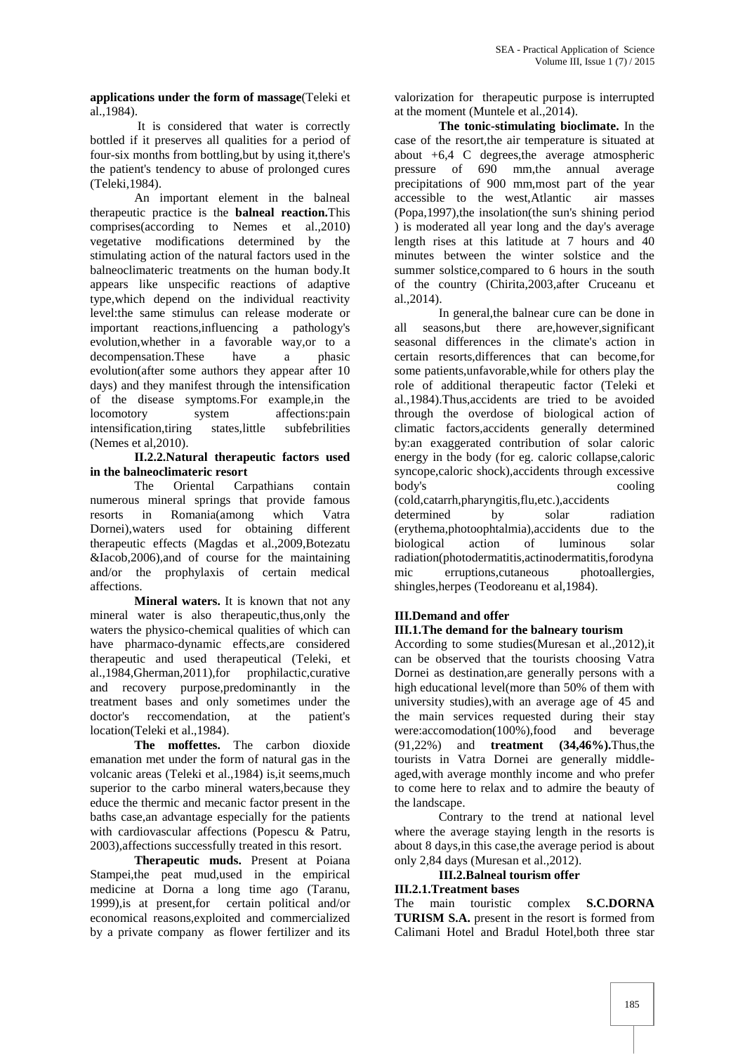**applications under the form of massage**(Teleki et al.,1984).

It is considered that water is correctly bottled if it preserves all qualities for a period of four-six months from bottling,but by using it,there's the patient's tendency to abuse of prolonged cures (Teleki,1984).

An important element in the balneal therapeutic practice is the **balneal reaction.**This comprises(according to Nemes et al.,2010) vegetative modifications determined by the stimulating action of the natural factors used in the balneoclimateric treatments on the human body.It appears like unspecific reactions of adaptive type,which depend on the individual reactivity level:the same stimulus can release moderate or important reactions,influencing a pathology's evolution,whether in a favorable way,or to a decompensation.These have a phasic evolution(after some authors they appear after 10 days) and they manifest through the intensification of the disease symptoms.For example,in the locomotory system affections:pain intensification,tiring states,little subfebrilities (Nemes et al,2010).

#### II.2.2.Natural therapeutic factors used in the balneoclimateric resort

The Oriental Carpathians contain numerous mineral springs that provide famous resorts in Romania(among which Vatra Dornei),waters used for obtaining different therapeutic effects (Magdas et al.,2009,Botezatu &Iacob,2006),and of course for the maintaining and/or the prophylaxis of certain medical affections.

**Mineral waters.** It is known that not any mineral water is also therapeutic,thus,only the waters the physico-chemical qualities of which can have pharmaco-dynamic effects,are considered therapeutic and used therapeutical (Teleki, et al.,1984,Gherman,2011),for prophilactic,curative and recovery purpose,predominantly in the treatment bases and only sometimes under the doctor's reccomendation, at the patient's location(Teleki et al.,1984).

**The moffettes.** The carbon dioxide emanation met under the form of natural gas in the volcanic areas (Teleki et al.,1984) is,it seems,much superior to the carbo mineral waters,because they educe the thermic and mecanic factor present in the baths case,an advantage especially for the patients with cardiovascular affections (Popescu & Patru, 2003),affections successfully treated in this resort.

**Therapeutic muds.** Present at Poiana Stampei,the peat mud,used in the empirical medicine at Dorna a long time ago (Taranu, 1999),is at present,for certain political and/or economical reasons,exploited and commercialized by a private company as flower fertilizer and its valorization for therapeutic purpose is interrupted at the moment (Muntele et al.,2014).

**The tonic-stimulating bioclimate.** In the case of the resort,the air temperature is situated at about +6,4 C degrees,the average atmospheric pressure of 690 mm,the annual average precipitations of 900 mm,most part of the year accessible to the west,Atlantic air masses (Popa,1997),the insolation(the sun's shining period ) is moderated all year long and the day's average length rises at this latitude at 7 hours and 40 minutes between the winter solstice and the summer solstice,compared to 6 hours in the south of the country (Chirita,2003,after Cruceanu et al.,2014).

In general,the balnear cure can be done in all seasons,but there are,however,significant seasonal differences in the climate's action in certain resorts,differences that can become,for some patients,unfavorable,while for others play the role of additional therapeutic factor (Teleki et al.,1984).Thus,accidents are tried to be avoided through the overdose of biological action of climatic factors,accidents generally determined by:an exaggerated contribution of solar caloric energy in the body (for eg. caloric collapse,caloric syncope,caloric shock),accidents through excessive body's cooling (cold,catarrh,pharyngitis,flu,etc.),accidents determined by solar radiation (erythema,photoophtalmia),accidents due to the biological action of luminous solar radiation(photodermatitis,actinodermatitis,forodynamic erruptions,cutaneous photoallergies, shingles,herpes (Teodoreanu et al,1984).

## III.Demand and offer

### III.1.The demand for the balneary tourism

According to some studies(Muresan et al.,2012),it can be observed that the tourists choosing Vatra Dornei as destination,are generally persons with a high educational level(more than 50% of them with university studies),with an average age of 45 and the main services requested during their stay were:accomodation(100%),food and beverage (91,22%) and **treatment (34,46%).**Thus,the tourists in Vatra Dornei are generally middle-aged,with average monthly income and who prefer to come here to relax and to admire the beauty of the landscape.

Contrary to the trend at national level where the average staying length in the resorts is about 8 days,in this case,the average period is about only 2,84 days (Muresan et al.,2012).

### III.2.Balneal tourism offer

#### III.2.1.Treatment bases

The main touristic complex **S.C.DORNA TURISM S.A.** present in the resort is formed from Calimani Hotel and Bradul Hotel,both three star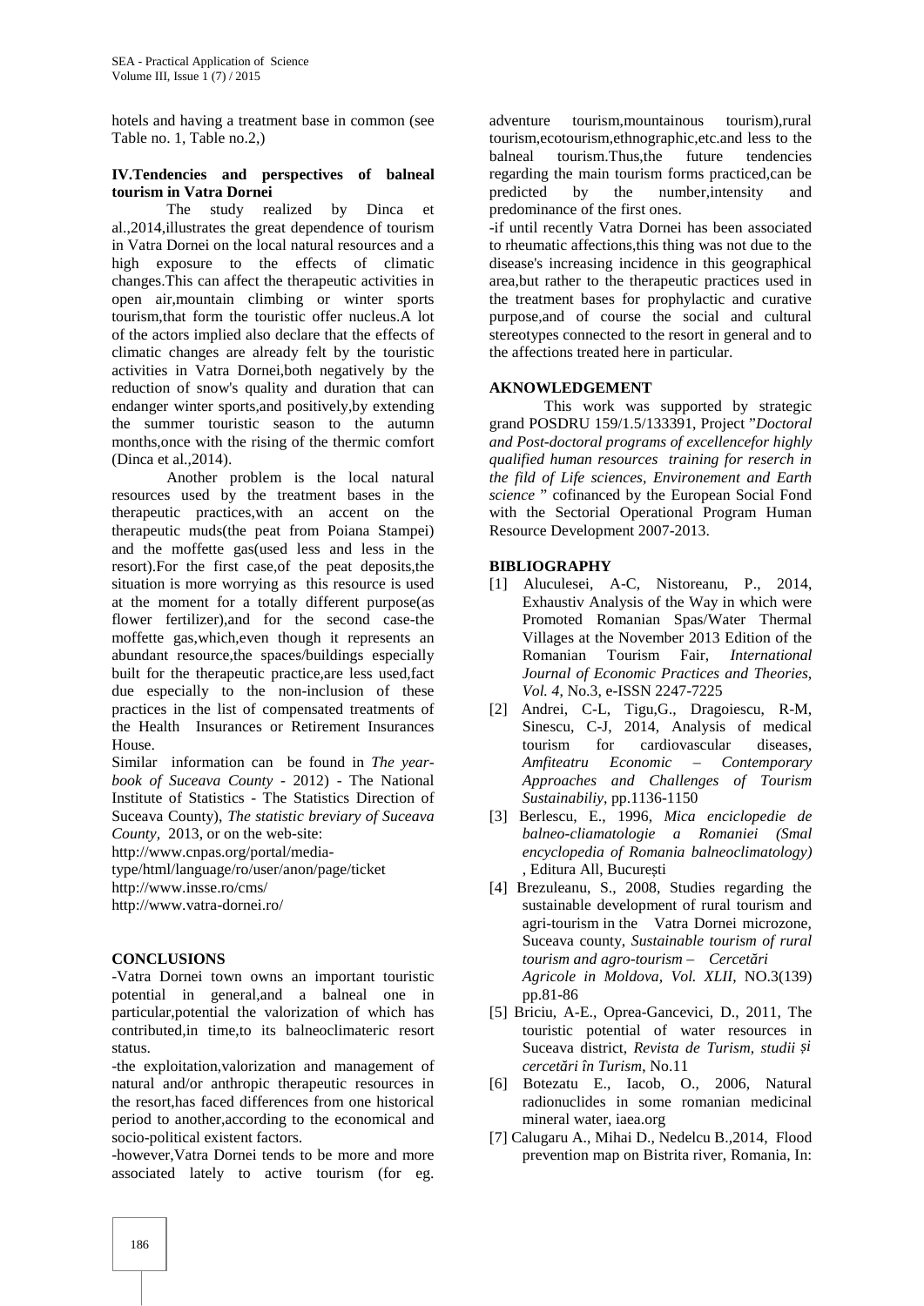hotels and having a treatment base in common (see Table no. 1, Table no.2,)

## IV.Tendencies and perspectives of balneal tourism in Vatra Dornei

The study realized by Dinca et al.,2014,illustrates the great dependence of tourism in Vatra Dornei on the local natural resources and a high exposure to the effects of climatic changes.This can affect the therapeutic activities in open air,mountain climbing or winter sports tourism,that form the touristic offer nucleus.A lot of the actors implied also declare that the effects of climatic changes are already felt by the touristic activities in Vatra Dornei,both negatively by the reduction of snow's quality and duration that can endanger winter sports,and positively,by extending the summer touristic season to the autumn months,once with the rising of the thermic comfort (Dinca et al.,2014).

Another problem is the local natural resources used by the treatment bases in the therapeutic practices,with an accent on the therapeutic muds(the peat from Poiana Stampei) and the moffette gas(used less and less in the resort).For the first case,of the peat deposits,the situation is more worrying as this resource is used at the moment for a totally different purpose(as flower fertilizer),and for the second case-the moffette gas,which,even though it represents an abundant resource,the spaces/buildings especially built for the therapeutic practice,are less used,fact due especially to the non-inclusion of these practices in the list of compensated treatments of the Health Insurances or Retirement Insurances House.

Similar information can be found in *The year-book of Suceava County* - 2012) - The National Institute of Statistics - The Statistics Direction of Suceava County), *The statistic breviary of Suceava County*, 2013, or on the web-site:
http://www.cnpas.org/portal/media-type/html/language/ro/user/anon/page/ticket
http://www.insse.ro/cms/
http://www.vatra-dornei.ro/

## CONCLUSIONS

-Vatra Dornei town owns an important touristic potential in general,and a balneal one in particular,potential the valorization of which has contributed,in time,to its balneoclimateric resort status.

-the exploitation,valorization and management of natural and/or anthropic therapeutic resources in the resort,has faced differences from one historical period to another,according to the economical and socio-political existent factors.

-however,Vatra Dornei tends to be more and more associated lately to active tourism (for eg. adventure tourism,mountainous tourism),rural tourism,ecotourism,ethnographic,etc.and less to the balneal tourism.Thus,the future tendencies regarding the main tourism forms practiced,can be predicted by the number,intensity and predominance of the first ones.

-if until recently Vatra Dornei has been associated to rheumatic affections,this thing was not due to the disease's increasing incidence in this geographical area,but rather to the therapeutic practices used in the treatment bases for prophylactic and curative purpose,and of course the social and cultural stereotypes connected to the resort in general and to the affections treated here in particular.

## AKNOWLEDGEMENT

This work was supported by strategic grand POSDRU 159/1.5/133391, Project "*Doctoral and Post-doctoral programs of excellencefor highly qualified human resources training for reserch in the fild of Life sciences, Environement and Earth science* " cofinanced by the European Social Fond with the Sectorial Operational Program Human Resource Development 2007-2013.

## BIBLIOGRAPHY

[1] Aluculesei, A-C, Nistoreanu, P., 2014, Exhaustiv Analysis of the Way in which were Promoted Romanian Spas/Water Thermal Villages at the November 2013 Edition of the Romanian Tourism Fair, *International Journal of Economic Practices and Theories, Vol. 4*, No.3, e-ISSN 2247-7225

[2] Andrei, C-L, Tigu,G., Dragoiescu, R-M, Sinescu, C-J, 2014, Analysis of medical tourism for cardiovascular diseases, *Amfiteatru Economic – Contemporary Approaches and Challenges of Tourism Sustainabiliy*, pp.1136-1150

[3] Berlescu, E., 1996, *Mica enciclopedie de balneo-cliamatologie a Romaniei (Smal encyclopedia of Romania balneoclimatology)* , Editura All, București

[4] Brezuleanu, S., 2008, Studies regarding the sustainable development of rural tourism and agri-tourism in the Vatra Dornei microzone, Suceava county, *Sustainable tourism of rural tourism and agro-tourism – Cercetări Agricole in Moldova, Vol. XLII*, NO.3(139) pp.81-86

[5] Briciu, A-E., Oprea-Gancevici, D., 2011, The touristic potential of water resources in Suceava district, *Revista de Turism, studii și cercetări în Turism*, No.11

[6] Botezatu E., Iacob, O., 2006, Natural radionuclides in some romanian medicinal mineral water, iaea.org

[7] Calugaru A., Mihai D., Nedelcu B.,2014, Flood prevention map on Bistrita river, Romania, In: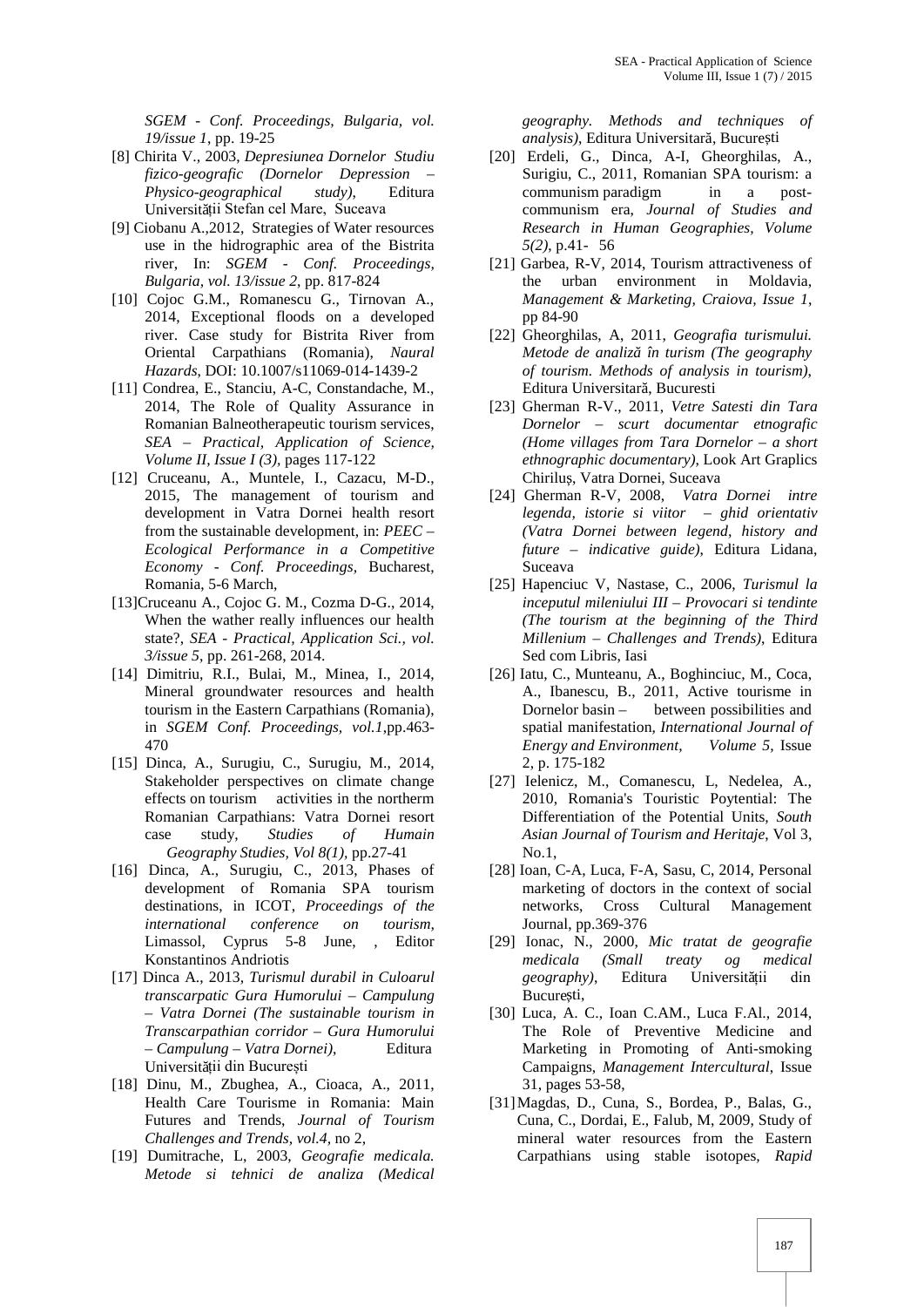*SGEM - Conf. Proceedings, Bulgaria, vol. 19/issue 1*, pp. 19-25

[8] Chirita V., 2003, *Depresiunea Dornelor Studiu fizico-geografic (Dornelor Depression – Physico-geographical study)*, Editura Universității Stefan cel Mare, Suceava

[9] Ciobanu A.,2012, Strategies of Water resources use in the hidrographic area of the Bistrita river, In: *SGEM - Conf. Proceedings, Bulgaria, vol. 13/issue 2*, pp. 817-824

[10] Cojoc G.M., Romanescu G., Tirnovan A., 2014, Exceptional floods on a developed river. Case study for Bistrita River from Oriental Carpathians (Romania), *Naural Hazards*, DOI: 10.1007/s11069-014-1439-2

[11] Condrea, E., Stanciu, A-C, Constandache, M., 2014, The Role of Quality Assurance in Romanian Balneotherapeutic tourism services, *SEA – Practical, Application of Science, Volume II, Issue I (3)*, pages 117-122

[12] Cruceanu, A., Muntele, I., Cazacu, M-D., 2015, The management of tourism and development in Vatra Dornei health resort from the sustainable development, in: *PEEC – Ecological Performance in a Competitive Economy - Conf. Proceedings*, Bucharest, Romania, 5-6 March,

[13]Cruceanu A., Cojoc G. M., Cozma D-G., 2014, When the wather really influences our health state?, *SEA - Practical, Application Sci., vol. 3/issue 5*, pp. 261-268, 2014.

[14] Dimitriu, R.I., Bulai, M., Minea, I., 2014, Mineral groundwater resources and health tourism in the Eastern Carpathians (Romania), in *SGEM Conf. Proceedings, vol.1*,pp.463-470

[15] Dinca, A., Surugiu, C., Surugiu, M., 2014, Stakeholder perspectives on climate change effects on tourism activities in the northerm Romanian Carpathians: Vatra Dornei resort case study, *Studies of Humain Geography Studies, Vol 8(1)*, pp.27-41

[16] Dinca, A., Surugiu, C., 2013, Phases of development of Romania SPA tourism destinations, in ICOT, *Proceedings of the international conference on tourism*, Limassol, Cyprus 5-8 June, , Editor Konstantinos Andriotis

[17] Dinca A., 2013, *Turismul durabil in Culoarul transcarpatic Gura Humorului – Campulung – Vatra Dornei (The sustainable tourism in Transcarpathian corridor – Gura Humorului – Campulung – Vatra Dornei)*, Editura Universității din București

[18] Dinu, M., Zbughea, A., Cioaca, A., 2011, Health Care Tourisme in Romania: Main Futures and Trends, *Journal of Tourism Challenges and Trends, vol.4*, no 2,

[19] Dumitrache, L, 2003, *Geografie medicala. Metode si tehnici de analiza (Medical geography. Methods and techniques of analysis)*, Editura Universitară, București

[20] Erdeli, G., Dinca, A-I, Gheorghilas, A., Surigiu, C., 2011, Romanian SPA tourism: a communism paradigm in a post-communism era, *Journal of Studies and Research in Human Geographies, Volume 5(2)*, p.41- 56

[21] Garbea, R-V, 2014, Tourism attractiveness of the urban environment in Moldavia, *Management & Marketing, Craiova, Issue 1*, pp 84-90

[22] Gheorghilas, A, 2011, *Geografia turismului. Metode de analiză în turism (The geography of tourism. Methods of analysis in tourism)*, Editura Universitară, Bucuresti

[23] Gherman R-V., 2011, *Vetre Satesti din Tara Dornelor – scurt documentar etnografic (Home villages from Tara Dornelor – a short ethnographic documentary)*, Look Art Graplics Chiriluș, Vatra Dornei, Suceava

[24] Gherman R-V, 2008, *Vatra Dornei intre legenda, istorie si viitor – ghid orientativ (Vatra Dornei between legend, history and future – indicative guide)*, Editura Lidana, Suceava

[25] Hapenciuc V, Nastase, C., 2006, *Turismul la inceputul mileniului III – Provocari si tendinte (The tourism at the beginning of the Third Millenium – Challenges and Trends)*, Editura Sed com Libris, Iasi

[26] Iatu, C., Munteanu, A., Boghinciuc, M., Coca, A., Ibanescu, B., 2011, Active tourisme in Dornelor basin – between possibilities and spatial manifestation, *International Journal of Energy and Environment, Volume 5*, Issue 2, p. 175-182

[27] Ielenicz, M., Comanescu, L, Nedelea, A., 2010, Romania's Touristic Poytential: The Differentiation of the Potential Units, *South Asian Journal of Tourism and Heritaje*, Vol 3, No.1,

[28] Ioan, C-A, Luca, F-A, Sasu, C, 2014, Personal marketing of doctors in the context of social networks, Cross Cultural Management Journal, pp.369-376

[29] Ionac, N., 2000, *Mic tratat de geografie medicala (Small treaty og medical geography)*, Editura Universității din București,

[30] Luca, A. C., Ioan C.AM., Luca F.Al., 2014, The Role of Preventive Medicine and Marketing in Promoting of Anti-smoking Campaigns, *Management Intercultural*, Issue 31, pages 53-58,

[31]Magdas, D., Cuna, S., Bordea, P., Balas, G., Cuna, C., Dordai, E., Falub, M, 2009, Study of mineral water resources from the Eastern Carpathians using stable isotopes, *Rapid*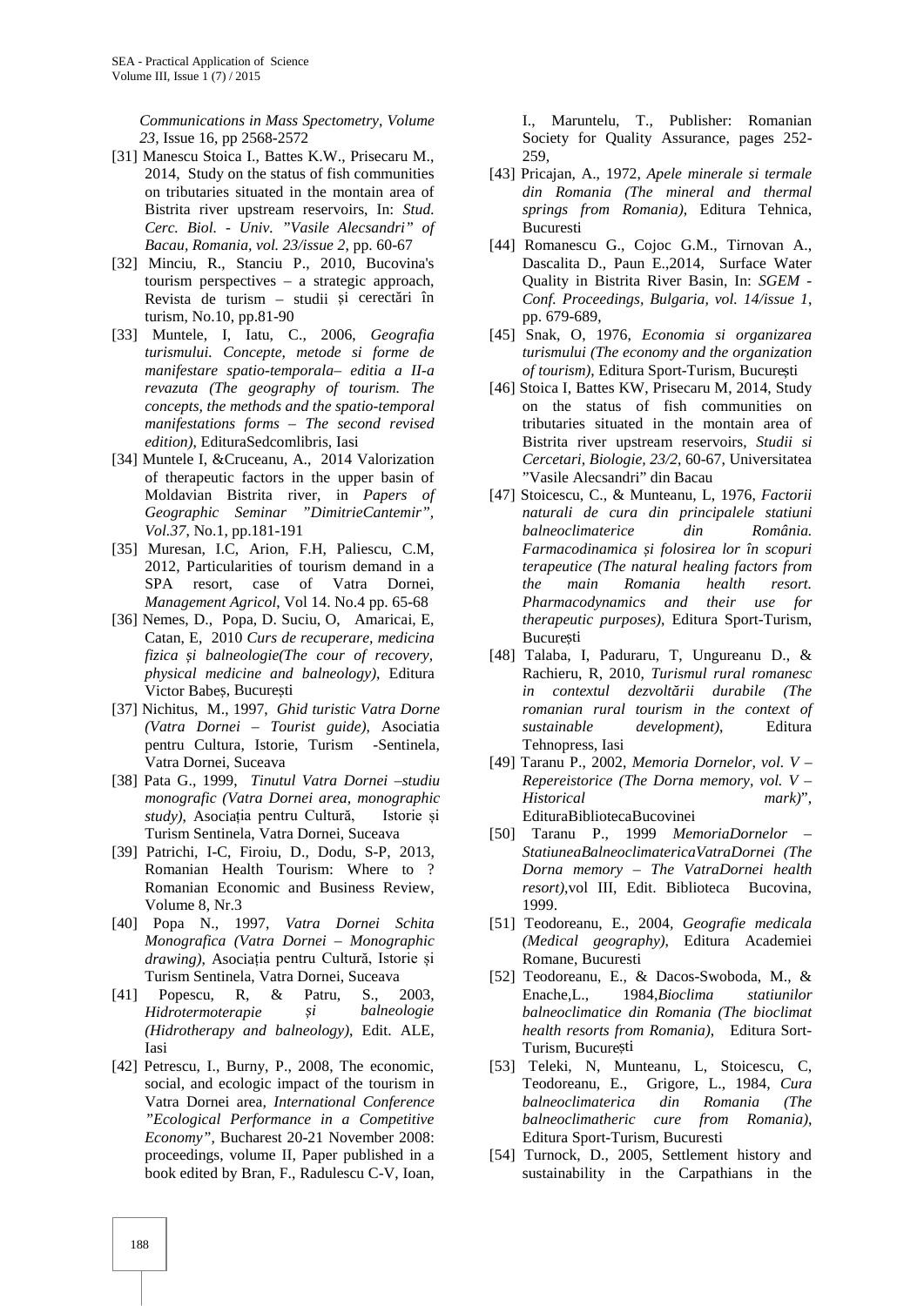*Communications in Mass Spectometry, Volume 23*, Issue 16, pp 2568-2572

[31] Manescu Stoica I., Battes K.W., Prisecaru M., 2014, Study on the status of fish communities on tributaries situated in the montain area of Bistrita river upstream reservoirs, In: *Stud. Cerc. Biol. - Univ. "Vasile Alecsandri" of Bacau, Romania, vol. 23/issue 2*, pp. 60-67

[32] Minciu, R., Stanciu P., 2010, Bucovina's tourism perspectives – a strategic approach, Revista de turism – studii și cerectări în turism, No.10, pp.81-90

[33] Muntele, I, Iatu, C., 2006, *Geografia turismului. Concepte, metode si forme de manifestare spatio-temporala– editia a II-a revazuta (The geography of tourism. The concepts, the methods and the spatio-temporal manifestations forms – The second revised edition)*, EdituraSedcomlibris, Iasi

[34] Muntele I, &Cruceanu, A., 2014 Valorization of therapeutic factors in the upper basin of Moldavian Bistrita river, in *Papers of Geographic Seminar "DimitrieCantemir", Vol.37*, No.1, pp.181-191

[35] Muresan, I.C, Arion, F.H, Paliescu, C.M, 2012, Particularities of tourism demand in a SPA resort, case of Vatra Dornei, *Management Agricol*, Vol 14. No.4 pp. 65-68

[36] Nemes, D., Popa, D. Suciu, O, Amaricai, E, Catan, E, 2010 *Curs de recuperare, medicina fizica și balneologie(The cour of recovery, physical medicine and balneology)*, Editura Victor Babeș, București

[37] Nichitus, M., 1997, *Ghid turistic Vatra Dorne (Vatra Dornei – Tourist guide)*, Asociatia pentru Cultura, Istorie, Turism -Sentinela, Vatra Dornei, Suceava

[38] Pata G., 1999, *Tinutul Vatra Dornei –studiu monografic (Vatra Dornei area, monographic study)*, Asociația pentru Cultură, Istorie și Turism Sentinela, Vatra Dornei, Suceava

[39] Patrichi, I-C, Firoiu, D., Dodu, S-P, 2013, Romanian Health Tourism: Where to ? Romanian Economic and Business Review, Volume 8, Nr.3

[40] Popa N., 1997, *Vatra Dornei Schita Monografica (Vatra Dornei – Monographic drawing)*, Asociația pentru Cultură, Istorie și Turism Sentinela, Vatra Dornei, Suceava

[41] Popescu, R, & Patru, S., 2003, *Hidrotermoterapie și balneologie (Hidrotherapy and balneology)*, Edit. ALE, Iasi

[42] Petrescu, I., Burny, P., 2008, The economic, social, and ecologic impact of the tourism in Vatra Dornei area, *International Conference "Ecological Performance in a Competitive Economy"*, Bucharest 20-21 November 2008: proceedings, volume II, Paper published in a book edited by Bran, F., Radulescu C-V, Ioan, I., Maruntelu, T., Publisher: Romanian Society for Quality Assurance, pages 252-259,

[43] Pricajan, A., 1972, *Apele minerale si termale din Romania (The mineral and thermal springs from Romania)*, Editura Tehnica, Bucuresti

[44] Romanescu G., Cojoc G.M., Tirnovan A., Dascalita D., Paun E.,2014, Surface Water Quality in Bistrita River Basin, In: *SGEM - Conf. Proceedings, Bulgaria, vol. 14/issue 1*, pp. 679-689,

[45] Snak, O, 1976, *Economia si organizarea turismului (The economy and the organization of tourism)*, Editura Sport-Turism, București

[46] Stoica I, Battes KW, Prisecaru M, 2014, Study on the status of fish communities on tributaries situated in the montain area of Bistrita river upstream reservoirs, *Studii si Cercetari, Biologie, 23/2*, 60-67, Universitatea "Vasile Alecsandri" din Bacau

[47] Stoicescu, C., & Munteanu, L, 1976, *Factorii naturali de cura din principalele statiuni balneoclimaterice din România. Farmacodinamica și folosirea lor în scopuri terapeutice (The natural healing factors from the main Romania health resort. Pharmacodynamics and their use for therapeutic purposes)*, Editura Sport-Turism, București

[48] Talaba, I, Paduraru, T, Ungureanu D., & Rachieru, R, 2010, *Turismul rural romanesc in contextul dezvoltării durabile (The romanian rural tourism in the context of sustainable development)*, Editura Tehnopress, Iasi

[49] Taranu P., 2002, *Memoria Dornelor, vol. V – Repereistorice (The Dorna memory, vol. V – Historical mark)*", EdituraBibliotecaBucovinei

[50] Taranu P., 1999 *MemoriaDornelor – StatiuneaBalneoclimatericaVatraDornei (The Dorna memory – The VatraDornei health resort)*,vol III, Edit. Biblioteca Bucovina, 1999.

[51] Teodoreanu, E., 2004, *Geografie medicala (Medical geography)*, Editura Academiei Romane, Bucuresti

[52] Teodoreanu, E., & Dacos-Swoboda, M., & Enache,L., 1984,*Bioclima statiunilor balneoclimatice din Romania (The bioclimat health resorts from Romania)*, Editura Sort-Turism, București

[53] Teleki, N, Munteanu, L, Stoicescu, C, Teodoreanu, E., Grigore, L., 1984, *Cura balneoclimaterica din Romania (The balneoclimatheric cure from Romania)*, Editura Sport-Turism, Bucuresti

[54] Turnock, D., 2005, Settlement history and sustainability in the Carpathians in the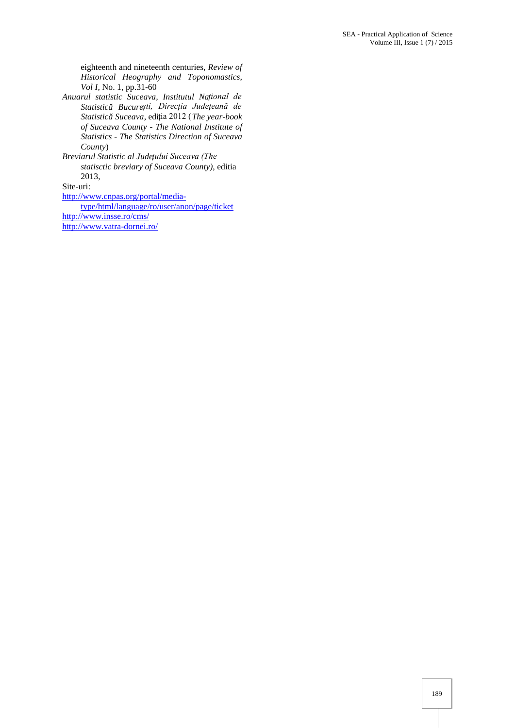eighteenth and nineteenth centuries, *Review of Historical Heography and Toponomastics, Vol I*, No. 1, pp.31-60

*Anuarul statistic Suceava, Institutul Național de Statistică București, Direcția Județeană de Statistică Suceava*, ediția 2012 (*The year-book of Suceava County - The National Institute of Statistics - The Statistics Direction of Suceava County*)

*Breviarul Statistic al Județului Suceava (The statisctic breviary of Suceava County)*, editia 2013,

Site-uri:

http://www.cnpas.org/portal/media-type/html/language/ro/user/anon/page/ticket

http://www.insse.ro/cms/

http://www.vatra-dornei.ro/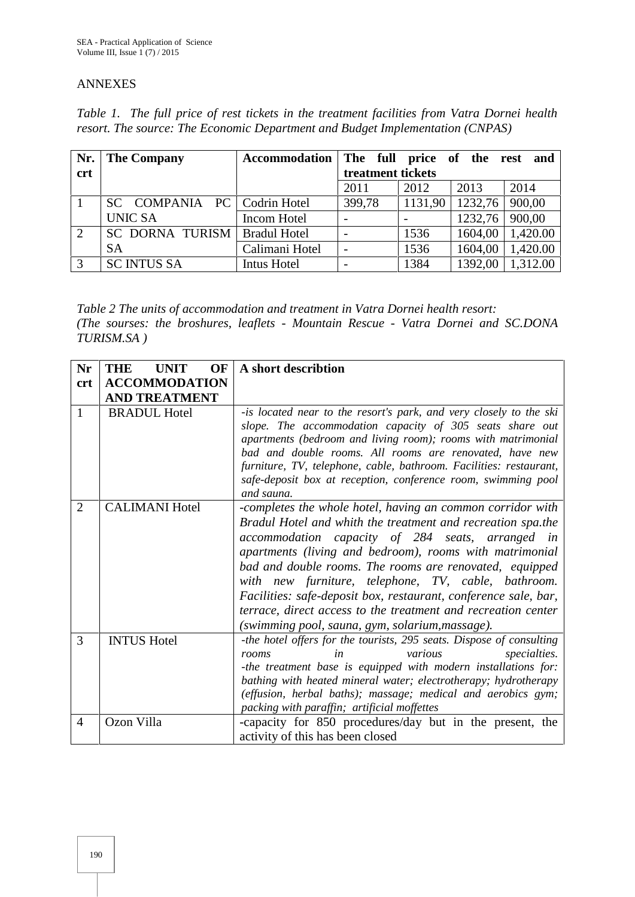## ANNEXES

*Table 1. The full price of rest tickets in the treatment facilities from Vatra Dornei health resort. The source: The Economic Department and Budget Implementation (CNPAS)*

| Nr. crt | The Company | Accommodation | The full price of the rest and treatment tickets | | | |
|---|---|---|---|---|---|---|
| | | | 2011 | 2012 | 2013 | 2014 |
| 1 | SC COMPANIA PC UNIC SA | Codrin Hotel | 399,78 | 1131,90 | 1232,76 | 900,00 |
| | | Incom Hotel | - | - | 1232,76 | 900,00 |
| 2 | SC DORNA TURISM SA | Bradul Hotel | - | 1536 | 1604,00 | 1,420.00 |
| | | Calimani Hotel | - | 1536 | 1604,00 | 1,420.00 |
| 3 | SC INTUS SA | Intus Hotel | - | 1384 | 1392,00 | 1,312.00 |

*Table 2 The units of accommodation and treatment in Vatra Dornei health resort:*
*(The sourses: the broshures, leaflets - Mountain Rescue - Vatra Dornei and SC.DONA TURISM.SA )*

| Nr crt | THE UNIT OF ACCOMMODATION AND TREATMENT | A short describtion |
|---|---|---|
| 1 | BRADUL Hotel | *-is located near to the resort's park, and very closely to the ski slope. The accommodation capacity of 305 seats share out apartments (bedroom and living room); rooms with matrimonial bad and double rooms. All rooms are renovated, have new furniture, TV, telephone, cable, bathroom. Facilities: restaurant, safe-deposit box at reception, conference room, swimming pool and sauna.* |
| 2 | CALIMANI Hotel | *-completes the whole hotel, having a common corridor with Bradul Hotel and whith the treatment and recreation spa.the accommodation capacity of 284 seats, arranged in apartments (living and bedroom), rooms with matrimonial bad and double rooms. The rooms are renovated, equipped with new furniture, telephone, TV, cable, bathroom. Facilities: safe-deposit box, restaurant, conference sale, bar, terrace, direct access to the treatment and recreation center (swimming pool, sauna, gym, solarium,massage).* |
| 3 | INTUS Hotel | *-the hotel offers for the tourists, 295 seats. Dispose of consulting rooms in various specialties.* <br> *-the treatment base is equipped with modern installations for: bathing with heated mineral water; electrotherapy; hydrotherapy (effusion, herbal baths); massage; medical and aerobics gym; packing with paraffin; artificial moffettes* |
| 4 | Ozon Villa | -capacity for 850 procedures/day but in the present, the activity of this has been closed |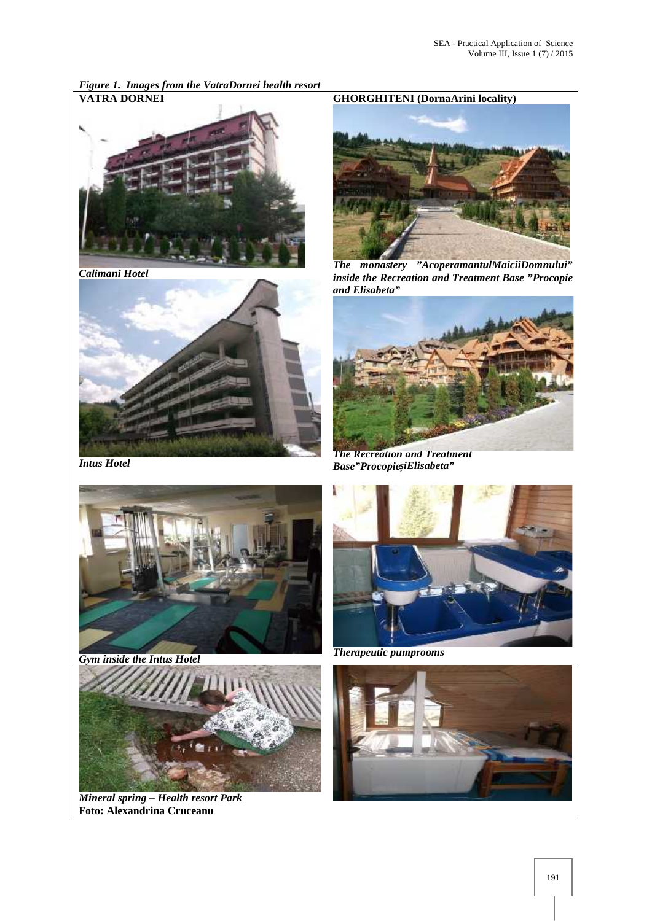*Figure 1. Images from the VatraDornei health resort*

**VATRA DORNEI**

*Calimani Hotel*

*Intus Hotel*

*Gym inside the Intus Hotel*

*Mineral spring – Health resort Park*

**Foto: Alexandrina Cruceanu**

**GHORGHITENI (DornaArini locality)**

*The monastery "AcoperamantulMaiciiDomnului" inside the Recreation and Treatment Base "Procopie and Elisabeta"*

*The Recreation and Treatment Base"ProcopieșiElisabeta"*

*Therapeutic pumprooms*